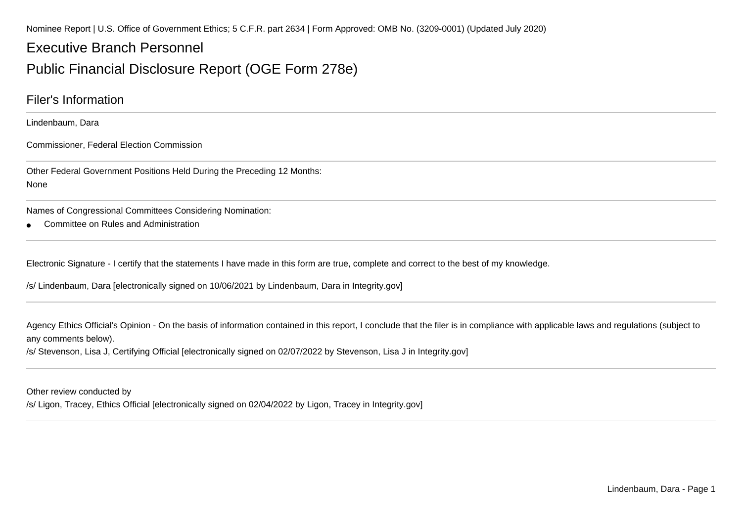Nominee Report | U.S. Office of Government Ethics; 5 C.F.R. part 2634 | Form Approved: OMB No. (3209-0001) (Updated July 2020)

# Executive Branch Personnel

# Public Financial Disclosure Report (OGE Form 278e)

## Filer's Information

Lindenbaum, Dara

Commissioner, Federal Election Commission

---

Other Federal Government Positions Held During the Preceding 12 Months:

None

---

Names of Congressional Committees Considering Nomination:

- Committee on Rules and Administration

---

Electronic Signature - I certify that the statements I have made in this form are true, complete and correct to the best of my knowledge.

/s/ Lindenbaum, Dara [electronically signed on 10/06/2021 by Lindenbaum, Dara in Integrity.gov]

---

Agency Ethics Official's Opinion - On the basis of information contained in this report, I conclude that the filer is in compliance with applicable laws and regulations (subject to any comments below).

/s/ Stevenson, Lisa J, Certifying Official [electronically signed on 02/07/2022 by Stevenson, Lisa J in Integrity.gov]

---

Other review conducted by

/s/ Ligon, Tracey, Ethics Official [electronically signed on 02/04/2022 by Ligon, Tracey in Integrity.gov]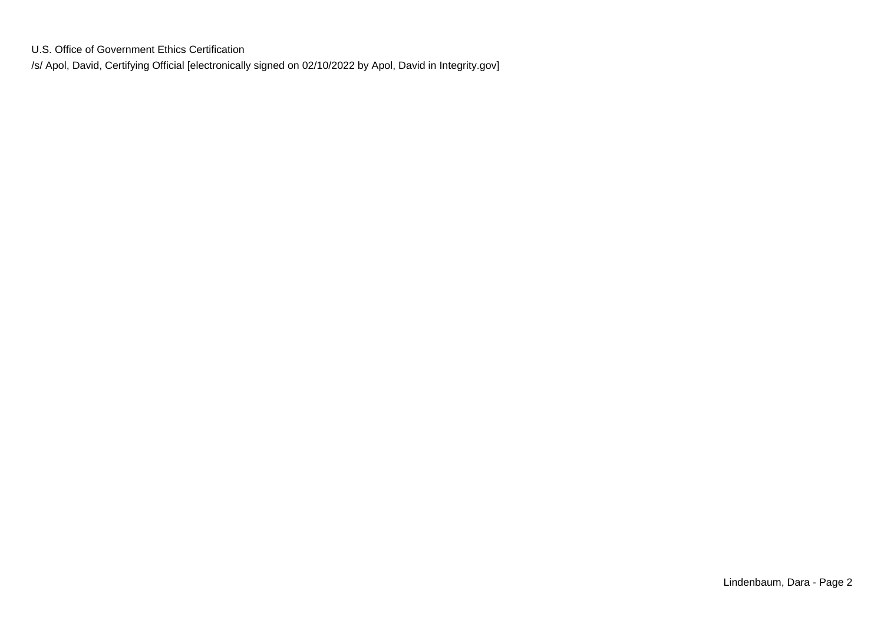U.S. Office of Government Ethics Certification

/s/ Apol, David, Certifying Official [electronically signed on 02/10/2022 by Apol, David in Integrity.gov]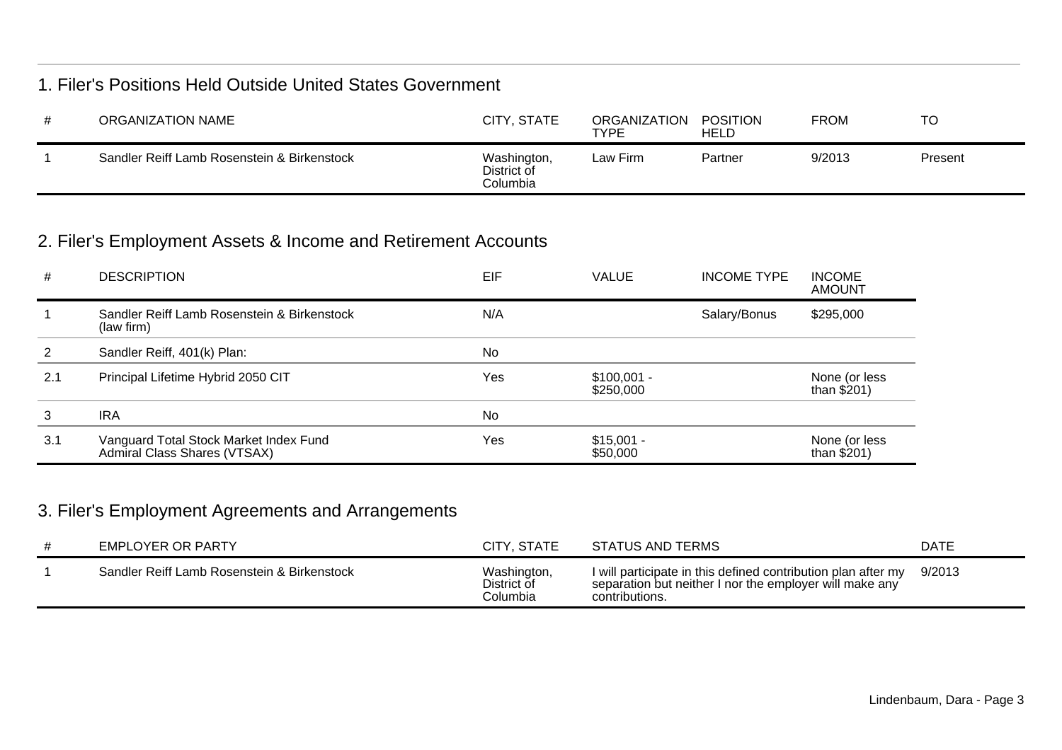## 1. Filer's Positions Held Outside United States Government

| # | ORGANIZATION NAME | CITY, STATE | ORGANIZATION TYPE | POSITION HELD | FROM | TO |
|---|---|---|---|---|---|---|
| 1 | Sandler Reiff Lamb Rosenstein & Birkenstock | Washington, District of Columbia | Law Firm | Partner | 9/2013 | Present |

## 2. Filer's Employment Assets & Income and Retirement Accounts

| # | DESCRIPTION | EIF | VALUE | INCOME TYPE | INCOME AMOUNT |
|---|---|---|---|---|---|
| 1 | Sandler Reiff Lamb Rosenstein & Birkenstock (law firm) | N/A | | Salary/Bonus | $295,000 |
| 2 | Sandler Reiff, 401(k) Plan: | No | | | |
| 2.1 | Principal Lifetime Hybrid 2050 CIT | Yes | $100,001 - $250,000 | | None (or less than $201) |
| 3 | IRA | No | | | |
| 3.1 | Vanguard Total Stock Market Index Fund Admiral Class Shares (VTSAX) | Yes | $15,001 - $50,000 | | None (or less than $201) |

## 3. Filer's Employment Agreements and Arrangements

| # | EMPLOYER OR PARTY | CITY, STATE | STATUS AND TERMS | DATE |
|---|---|---|---|---|
| 1 | Sandler Reiff Lamb Rosenstein & Birkenstock | Washington, District of Columbia | I will participate in this defined contribution plan after my separation but neither I nor the employer will make any contributions. | 9/2013 |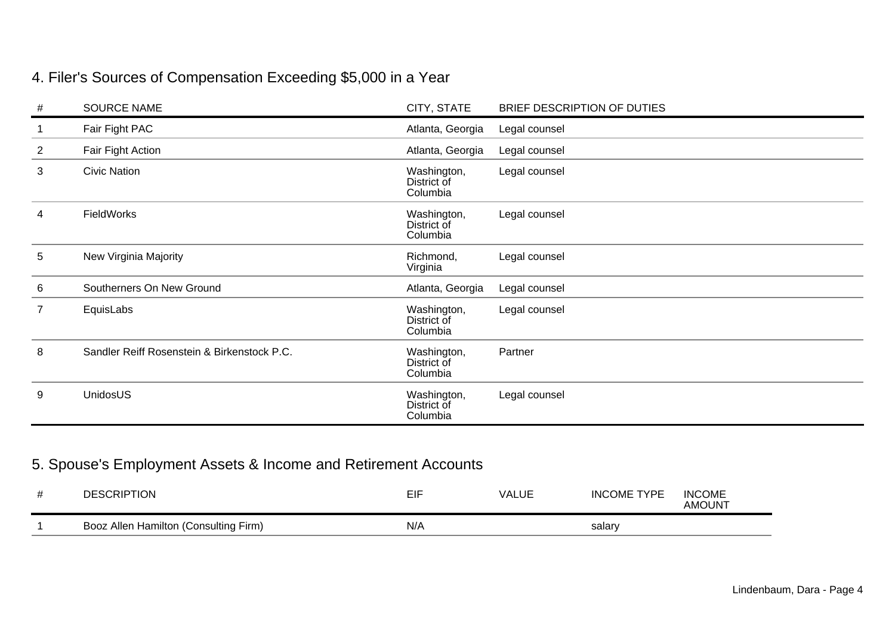## 4. Filer's Sources of Compensation Exceeding $5,000 in a Year

| # | SOURCE NAME | CITY, STATE | BRIEF DESCRIPTION OF DUTIES |
|---|---|---|---|
| 1 | Fair Fight PAC | Atlanta, Georgia | Legal counsel |
| 2 | Fair Fight Action | Atlanta, Georgia | Legal counsel |
| 3 | Civic Nation | Washington, District of Columbia | Legal counsel |
| 4 | FieldWorks | Washington, District of Columbia | Legal counsel |
| 5 | New Virginia Majority | Richmond, Virginia | Legal counsel |
| 6 | Southerners On New Ground | Atlanta, Georgia | Legal counsel |
| 7 | EquisLabs | Washington, District of Columbia | Legal counsel |
| 8 | Sandler Reiff Rosenstein & Birkenstock P.C. | Washington, District of Columbia | Partner |
| 9 | UnidosUS | Washington, District of Columbia | Legal counsel |

## 5. Spouse's Employment Assets & Income and Retirement Accounts

| # | DESCRIPTION | EIF | VALUE | INCOME TYPE | INCOME AMOUNT |
|---|---|---|---|---|---|
| 1 | Booz Allen Hamilton (Consulting Firm) | N/A | | salary | |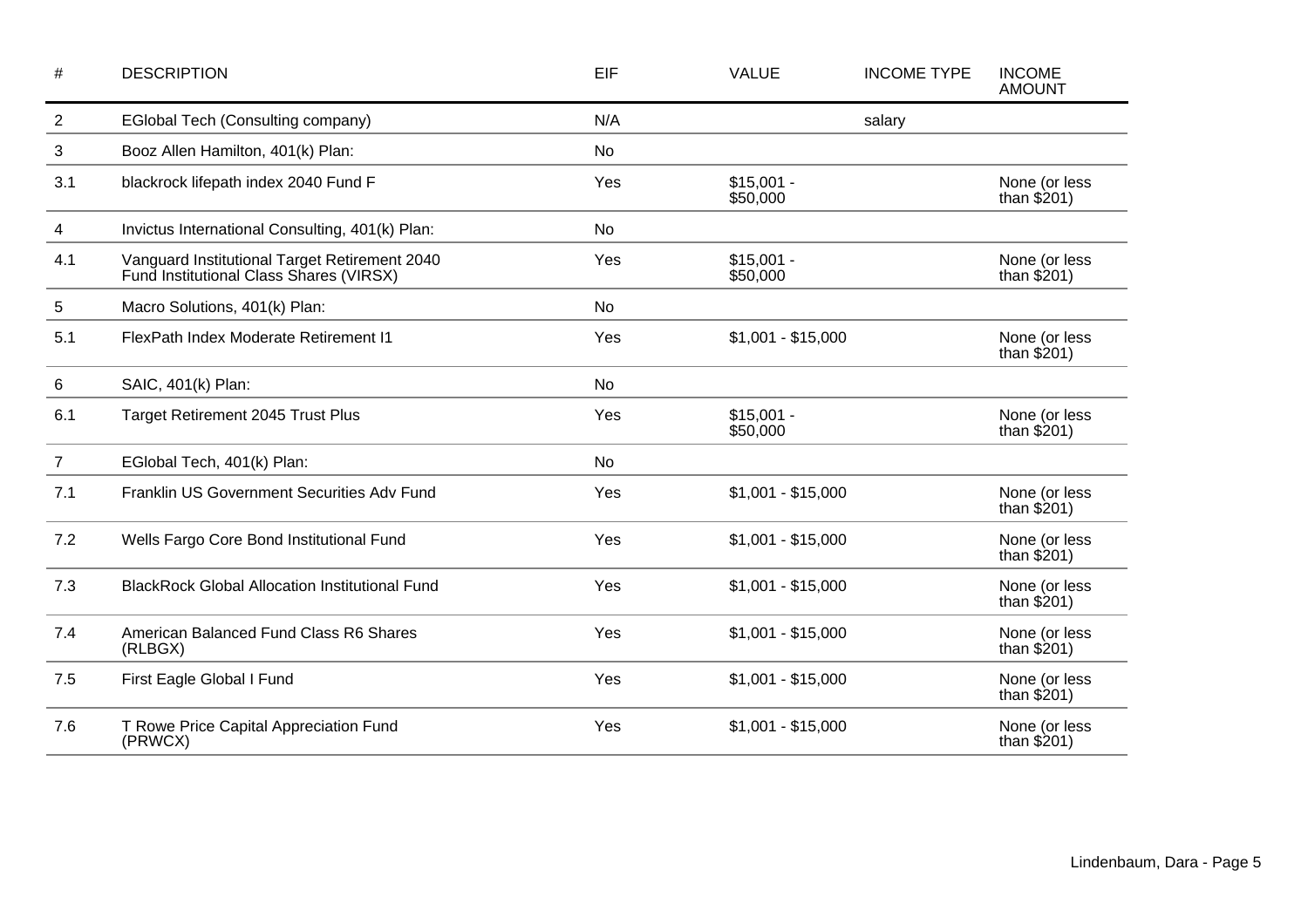| # | DESCRIPTION | EIF | VALUE | INCOME TYPE | INCOME AMOUNT |
|---|---|---|---|---|---|
| 2 | EGlobal Tech (Consulting company) | N/A | | salary | |
| 3 | Booz Allen Hamilton, 401(k) Plan: | No | | | |
| 3.1 | blackrock lifepath index 2040 Fund F | Yes | $15,001 - $50,000 | | None (or less than $201) |
| 4 | Invictus International Consulting, 401(k) Plan: | No | | | |
| 4.1 | Vanguard Institutional Target Retirement 2040 Fund Institutional Class Shares (VIRSX) | Yes | $15,001 - $50,000 | | None (or less than $201) |
| 5 | Macro Solutions, 401(k) Plan: | No | | | |
| 5.1 | FlexPath Index Moderate Retirement I1 | Yes | $1,001 - $15,000 | | None (or less than $201) |
| 6 | SAIC, 401(k) Plan: | No | | | |
| 6.1 | Target Retirement 2045 Trust Plus | Yes | $15,001 - $50,000 | | None (or less than $201) |
| 7 | EGlobal Tech, 401(k) Plan: | No | | | |
| 7.1 | Franklin US Government Securities Adv Fund | Yes | $1,001 - $15,000 | | None (or less than $201) |
| 7.2 | Wells Fargo Core Bond Institutional Fund | Yes | $1,001 - $15,000 | | None (or less than $201) |
| 7.3 | BlackRock Global Allocation Institutional Fund | Yes | $1,001 - $15,000 | | None (or less than $201) |
| 7.4 | American Balanced Fund Class R6 Shares (RLBGX) | Yes | $1,001 - $15,000 | | None (or less than $201) |
| 7.5 | First Eagle Global I Fund | Yes | $1,001 - $15,000 | | None (or less than $201) |
| 7.6 | T Rowe Price Capital Appreciation Fund (PRWCX) | Yes | $1,001 - $15,000 | | None (or less than $201) |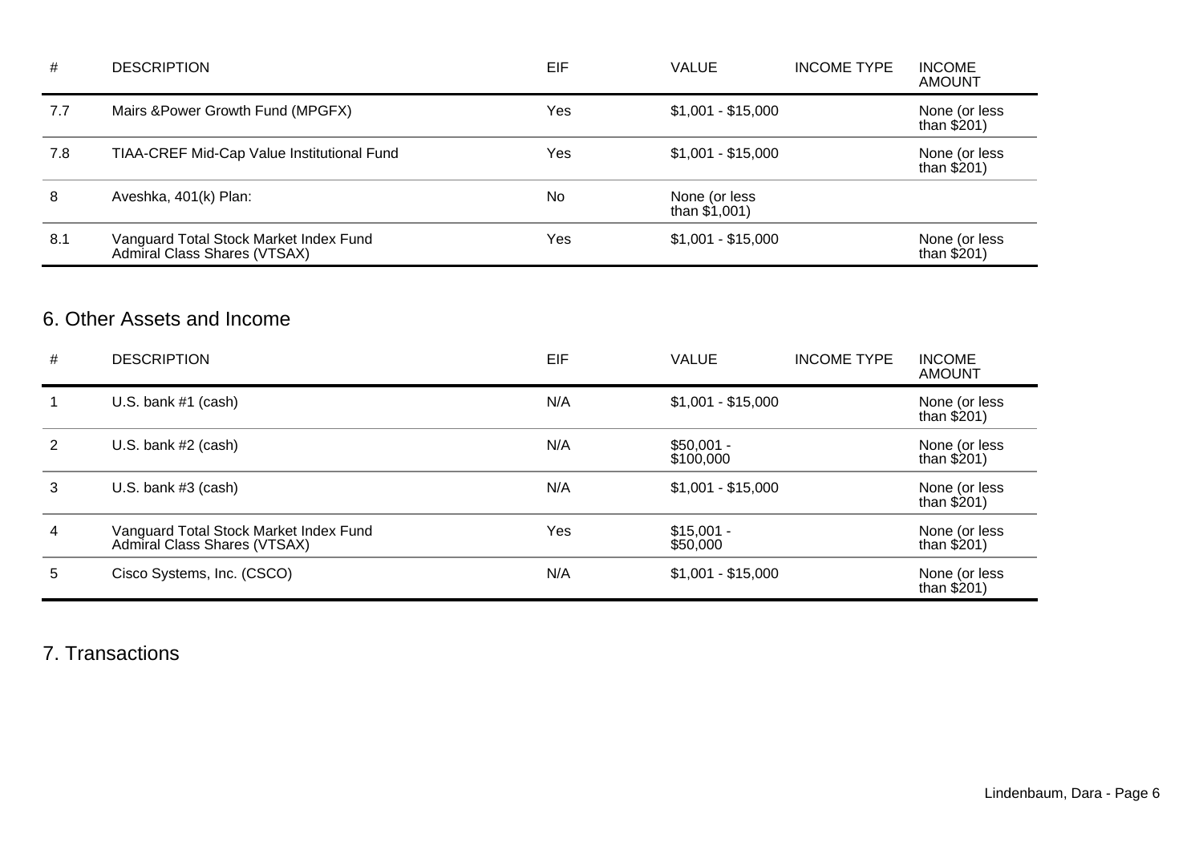| # | DESCRIPTION | EIF | VALUE | INCOME TYPE | INCOME AMOUNT |
|---|---|---|---|---|---|
| 7.7 | Mairs &Power Growth Fund (MPGFX) | Yes | $1,001 - $15,000 | | None (or less than $201) |
| 7.8 | TIAA-CREF Mid-Cap Value Institutional Fund | Yes | $1,001 - $15,000 | | None (or less than $201) |
| 8 | Aveshka, 401(k) Plan: | No | None (or less than $1,001) | | |
| 8.1 | Vanguard Total Stock Market Index Fund Admiral Class Shares (VTSAX) | Yes | $1,001 - $15,000 | | None (or less than $201) |

## 6. Other Assets and Income

| # | DESCRIPTION | EIF | VALUE | INCOME TYPE | INCOME AMOUNT |
|---|---|---|---|---|---|
| 1 | U.S. bank #1 (cash) | N/A | $1,001 - $15,000 | | None (or less than $201) |
| 2 | U.S. bank #2 (cash) | N/A | $50,001 - $100,000 | | None (or less than $201) |
| 3 | U.S. bank #3 (cash) | N/A | $1,001 - $15,000 | | None (or less than $201) |
| 4 | Vanguard Total Stock Market Index Fund Admiral Class Shares (VTSAX) | Yes | $15,001 - $50,000 | | None (or less than $201) |
| 5 | Cisco Systems, Inc. (CSCO) | N/A | $1,001 - $15,000 | | None (or less than $201) |

## 7. Transactions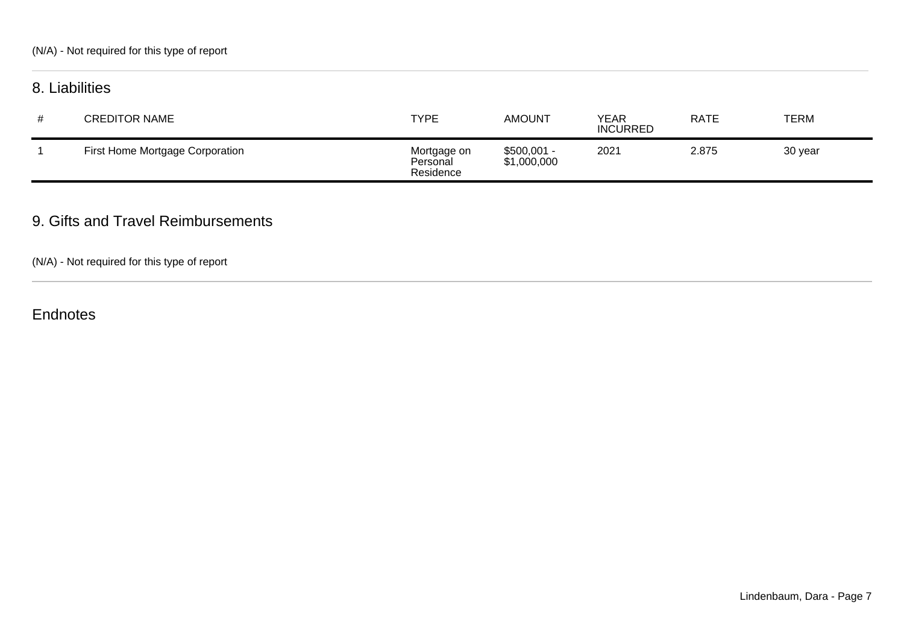(N/A) - Not required for this type of report

## 8. Liabilities

| # | CREDITOR NAME | TYPE | AMOUNT | YEAR INCURRED | RATE | TERM |
| --- | --- | --- | --- | --- | --- | --- |
| 1 | First Home Mortgage Corporation | Mortgage on Personal Residence | $500,001 - $1,000,000 | 2021 | 2.875 | 30 year |

## 9. Gifts and Travel Reimbursements

(N/A) - Not required for this type of report

## Endnotes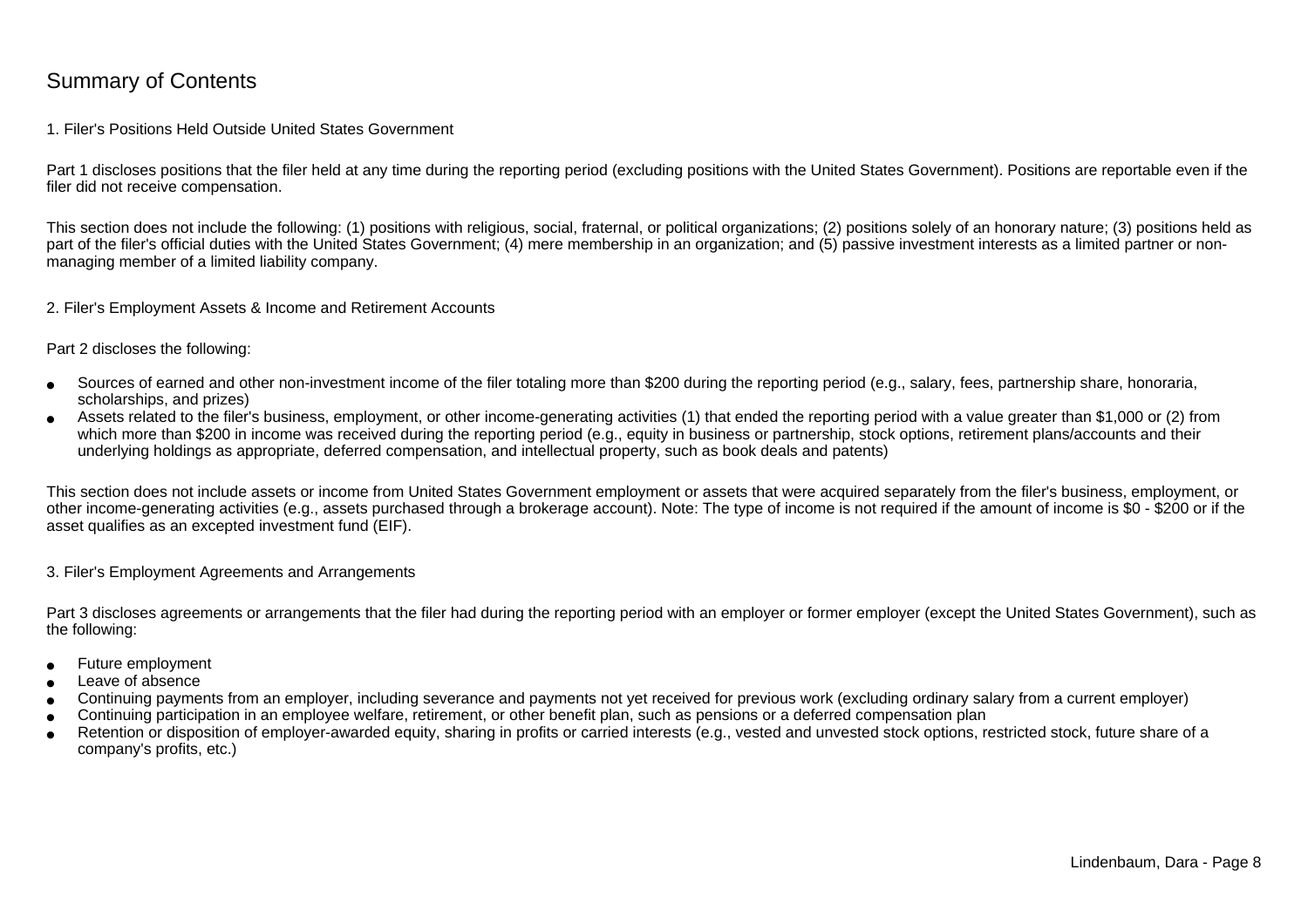# Summary of Contents

## 1. Filer's Positions Held Outside United States Government

Part 1 discloses positions that the filer held at any time during the reporting period (excluding positions with the United States Government). Positions are reportable even if the filer did not receive compensation.

This section does not include the following: (1) positions with religious, social, fraternal, or political organizations; (2) positions solely of an honorary nature; (3) positions held as part of the filer's official duties with the United States Government; (4) mere membership in an organization; and (5) passive investment interests as a limited partner or non-managing member of a limited liability company.

## 2. Filer's Employment Assets & Income and Retirement Accounts

Part 2 discloses the following:

- Sources of earned and other non-investment income of the filer totaling more than $200 during the reporting period (e.g., salary, fees, partnership share, honoraria, scholarships, and prizes)
- Assets related to the filer's business, employment, or other income-generating activities (1) that ended the reporting period with a value greater than $1,000 or (2) from which more than $200 in income was received during the reporting period (e.g., equity in business or partnership, stock options, retirement plans/accounts and their underlying holdings as appropriate, deferred compensation, and intellectual property, such as book deals and patents)

This section does not include assets or income from United States Government employment or assets that were acquired separately from the filer's business, employment, or other income-generating activities (e.g., assets purchased through a brokerage account). Note: The type of income is not required if the amount of income is $0 - $200 or if the asset qualifies as an excepted investment fund (EIF).

## 3. Filer's Employment Agreements and Arrangements

Part 3 discloses agreements or arrangements that the filer had during the reporting period with an employer or former employer (except the United States Government), such as the following:

- Future employment
- Leave of absence
- Continuing payments from an employer, including severance and payments not yet received for previous work (excluding ordinary salary from a current employer)
- Continuing participation in an employee welfare, retirement, or other benefit plan, such as pensions or a deferred compensation plan
- Retention or disposition of employer-awarded equity, sharing in profits or carried interests (e.g., vested and unvested stock options, restricted stock, future share of a company's profits, etc.)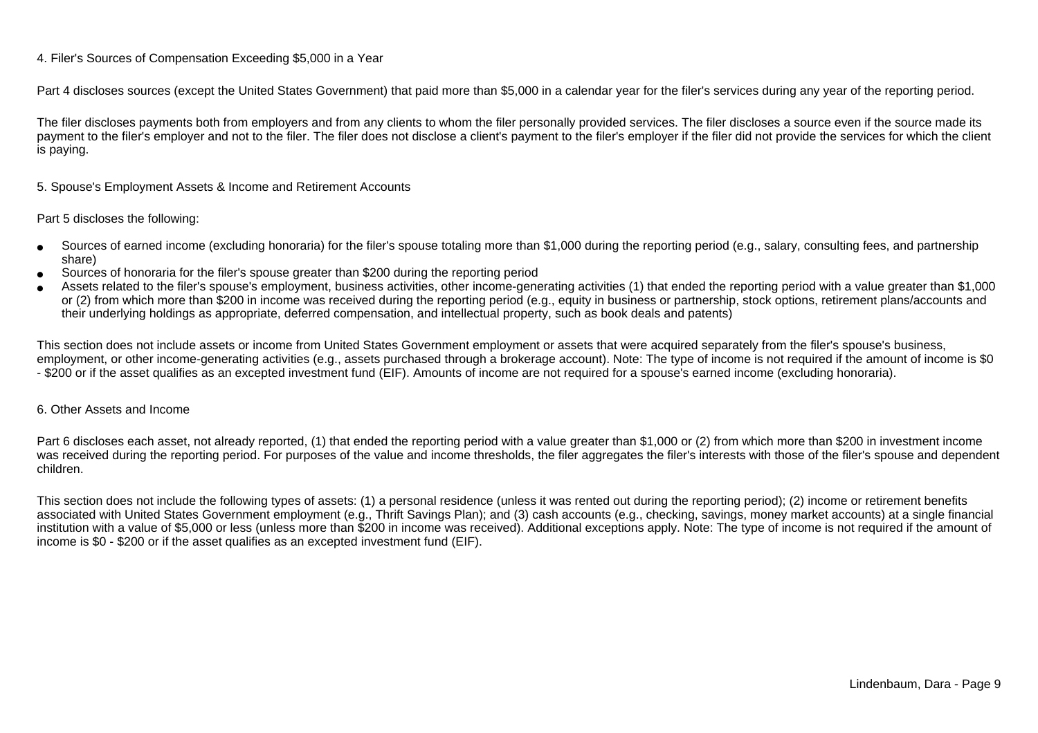### 4. Filer's Sources of Compensation Exceeding $5,000 in a Year

Part 4 discloses sources (except the United States Government) that paid more than $5,000 in a calendar year for the filer's services during any year of the reporting period.

The filer discloses payments both from employers and from any clients to whom the filer personally provided services. The filer discloses a source even if the source made its payment to the filer's employer and not to the filer. The filer does not disclose a client's payment to the filer's employer if the filer did not provide the services for which the client is paying.

### 5. Spouse's Employment Assets & Income and Retirement Accounts

Part 5 discloses the following:

- Sources of earned income (excluding honoraria) for the filer's spouse totaling more than $1,000 during the reporting period (e.g., salary, consulting fees, and partnership share)
- Sources of honoraria for the filer's spouse greater than $200 during the reporting period
- Assets related to the filer's spouse's employment, business activities, other income-generating activities (1) that ended the reporting period with a value greater than $1,000 or (2) from which more than $200 in income was received during the reporting period (e.g., equity in business or partnership, stock options, retirement plans/accounts and their underlying holdings as appropriate, deferred compensation, and intellectual property, such as book deals and patents)

This section does not include assets or income from United States Government employment or assets that were acquired separately from the filer's spouse's business, employment, or other income-generating activities (e.g., assets purchased through a brokerage account). Note: The type of income is not required if the amount of income is $0 - $200 or if the asset qualifies as an excepted investment fund (EIF). Amounts of income are not required for a spouse's earned income (excluding honoraria).

### 6. Other Assets and Income

Part 6 discloses each asset, not already reported, (1) that ended the reporting period with a value greater than $1,000 or (2) from which more than $200 in investment income was received during the reporting period. For purposes of the value and income thresholds, the filer aggregates the filer's interests with those of the filer's spouse and dependent children.

This section does not include the following types of assets: (1) a personal residence (unless it was rented out during the reporting period); (2) income or retirement benefits associated with United States Government employment (e.g., Thrift Savings Plan); and (3) cash accounts (e.g., checking, savings, money market accounts) at a single financial institution with a value of $5,000 or less (unless more than $200 in income was received). Additional exceptions apply. Note: The type of income is not required if the amount of income is $0 - $200 or if the asset qualifies as an excepted investment fund (EIF).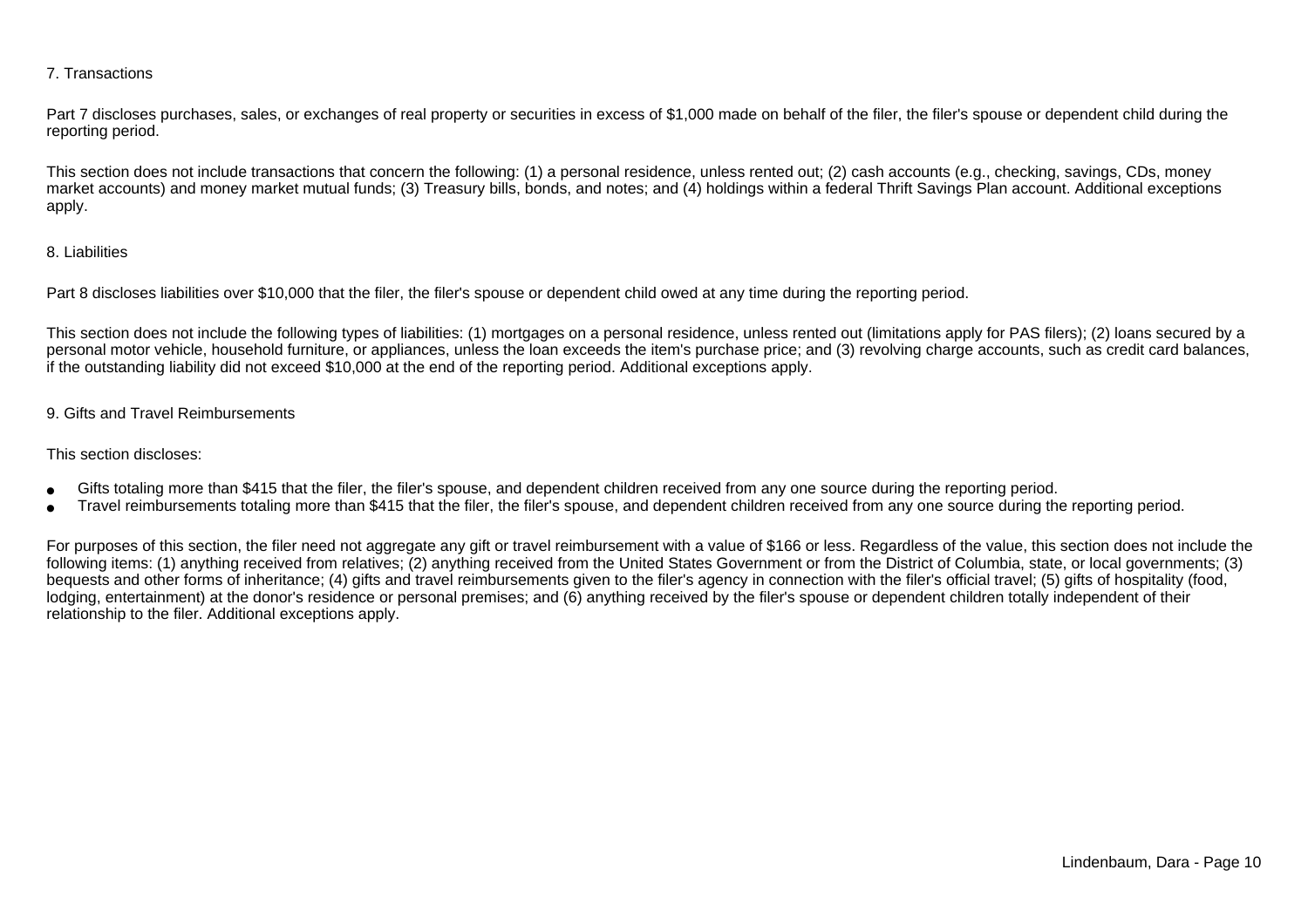### 7. Transactions

Part 7 discloses purchases, sales, or exchanges of real property or securities in excess of $1,000 made on behalf of the filer, the filer's spouse or dependent child during the reporting period.

This section does not include transactions that concern the following: (1) a personal residence, unless rented out; (2) cash accounts (e.g., checking, savings, CDs, money market accounts) and money market mutual funds; (3) Treasury bills, bonds, and notes; and (4) holdings within a federal Thrift Savings Plan account. Additional exceptions apply.

### 8. Liabilities

Part 8 discloses liabilities over $10,000 that the filer, the filer's spouse or dependent child owed at any time during the reporting period.

This section does not include the following types of liabilities: (1) mortgages on a personal residence, unless rented out (limitations apply for PAS filers); (2) loans secured by a personal motor vehicle, household furniture, or appliances, unless the loan exceeds the item's purchase price; and (3) revolving charge accounts, such as credit card balances, if the outstanding liability did not exceed $10,000 at the end of the reporting period. Additional exceptions apply.

### 9. Gifts and Travel Reimbursements

This section discloses:

- Gifts totaling more than $415 that the filer, the filer's spouse, and dependent children received from any one source during the reporting period.
- Travel reimbursements totaling more than $415 that the filer, the filer's spouse, and dependent children received from any one source during the reporting period.

For purposes of this section, the filer need not aggregate any gift or travel reimbursement with a value of $166 or less. Regardless of the value, this section does not include the following items: (1) anything received from relatives; (2) anything received from the United States Government or from the District of Columbia, state, or local governments; (3) bequests and other forms of inheritance; (4) gifts and travel reimbursements given to the filer's agency in connection with the filer's official travel; (5) gifts of hospitality (food, lodging, entertainment) at the donor's residence or personal premises; and (6) anything received by the filer's spouse or dependent children totally independent of their relationship to the filer. Additional exceptions apply.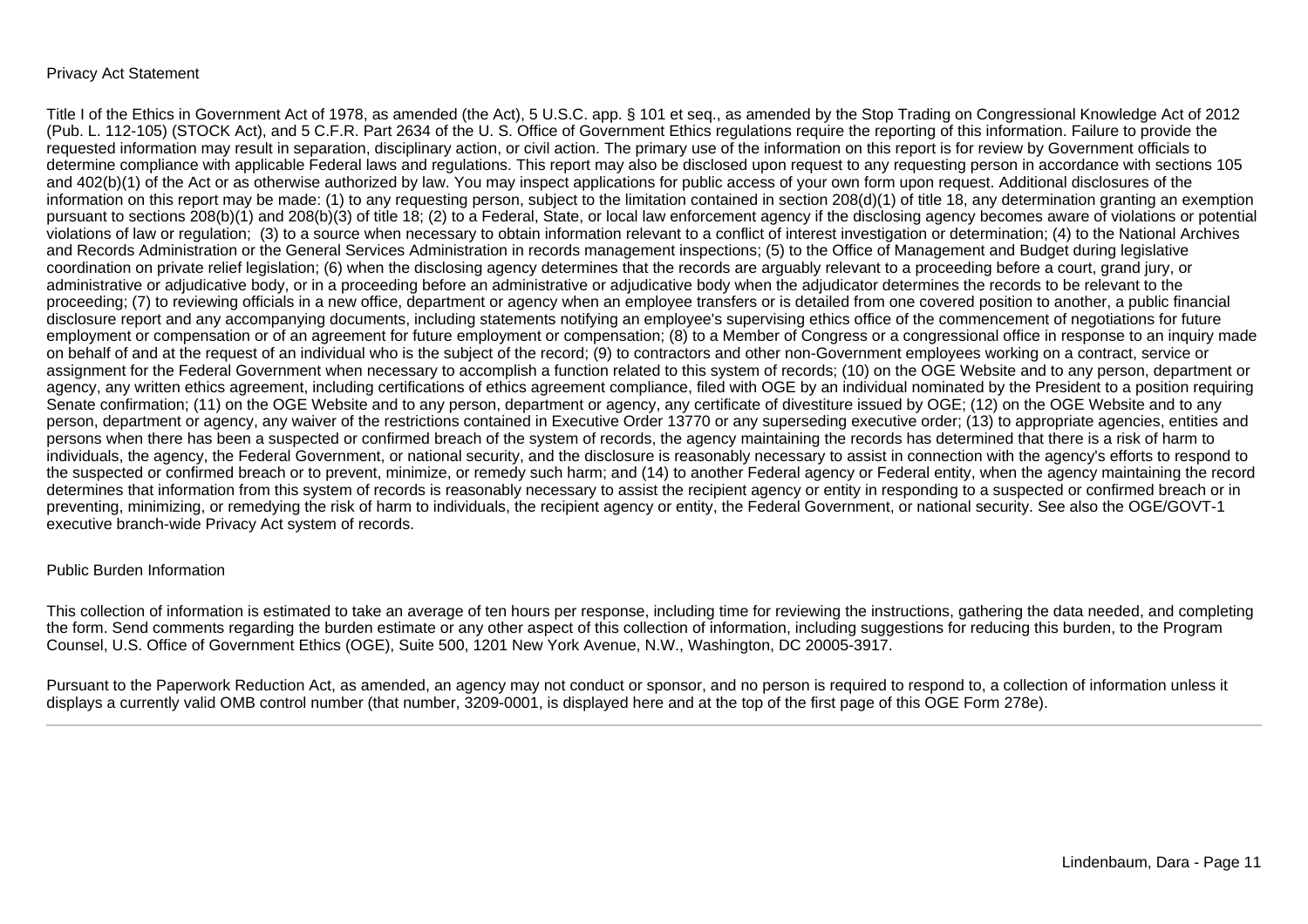Privacy Act Statement

Title I of the Ethics in Government Act of 1978, as amended (the Act), 5 U.S.C. app. § 101 et seq., as amended by the Stop Trading on Congressional Knowledge Act of 2012 (Pub. L. 112-105) (STOCK Act), and 5 C.F.R. Part 2634 of the U. S. Office of Government Ethics regulations require the reporting of this information. Failure to provide the requested information may result in separation, disciplinary action, or civil action. The primary use of the information on this report is for review by Government officials to determine compliance with applicable Federal laws and regulations. This report may also be disclosed upon request to any requesting person in accordance with sections 105 and 402(b)(1) of the Act or as otherwise authorized by law. You may inspect applications for public access of your own form upon request. Additional disclosures of the information on this report may be made: (1) to any requesting person, subject to the limitation contained in section 208(d)(1) of title 18, any determination granting an exemption pursuant to sections 208(b)(1) and 208(b)(3) of title 18; (2) to a Federal, State, or local law enforcement agency if the disclosing agency becomes aware of violations or potential violations of law or regulation; (3) to a source when necessary to obtain information relevant to a conflict of interest investigation or determination; (4) to the National Archives and Records Administration or the General Services Administration in records management inspections; (5) to the Office of Management and Budget during legislative coordination on private relief legislation; (6) when the disclosing agency determines that the records are arguably relevant to a proceeding before a court, grand jury, or administrative or adjudicative body, or in a proceeding before an administrative or adjudicative body when the adjudicator determines the records to be relevant to the proceeding; (7) to reviewing officials in a new office, department or agency when an employee transfers or is detailed from one covered position to another, a public financial disclosure report and any accompanying documents, including statements notifying an employee's supervising ethics office of the commencement of negotiations for future employment or compensation or of an agreement for future employment or compensation; (8) to a Member of Congress or a congressional office in response to an inquiry made on behalf of and at the request of an individual who is the subject of the record; (9) to contractors and other non-Government employees working on a contract, service or assignment for the Federal Government when necessary to accomplish a function related to this system of records; (10) on the OGE Website and to any person, department or agency, any written ethics agreement, including certifications of ethics agreement compliance, filed with OGE by an individual nominated by the President to a position requiring Senate confirmation; (11) on the OGE Website and to any person, department or agency, any certificate of divestiture issued by OGE; (12) on the OGE Website and to any person, department or agency, any waiver of the restrictions contained in Executive Order 13770 or any superseding executive order; (13) to appropriate agencies, entities and persons when there has been a suspected or confirmed breach of the system of records, the agency maintaining the records has determined that there is a risk of harm to individuals, the agency, the Federal Government, or national security, and the disclosure is reasonably necessary to assist in connection with the agency's efforts to respond to the suspected or confirmed breach or to prevent, minimize, or remedy such harm; and (14) to another Federal agency or Federal entity, when the agency maintaining the record determines that information from this system of records is reasonably necessary to assist the recipient agency or entity in responding to a suspected or confirmed breach or in preventing, minimizing, or remedying the risk of harm to individuals, the recipient agency or entity, the Federal Government, or national security. See also the OGE/GOVT-1 executive branch-wide Privacy Act system of records.

Public Burden Information

This collection of information is estimated to take an average of ten hours per response, including time for reviewing the instructions, gathering the data needed, and completing the form. Send comments regarding the burden estimate or any other aspect of this collection of information, including suggestions for reducing this burden, to the Program Counsel, U.S. Office of Government Ethics (OGE), Suite 500, 1201 New York Avenue, N.W., Washington, DC 20005-3917.

Pursuant to the Paperwork Reduction Act, as amended, an agency may not conduct or sponsor, and no person is required to respond to, a collection of information unless it displays a currently valid OMB control number (that number, 3209-0001, is displayed here and at the top of the first page of this OGE Form 278e).